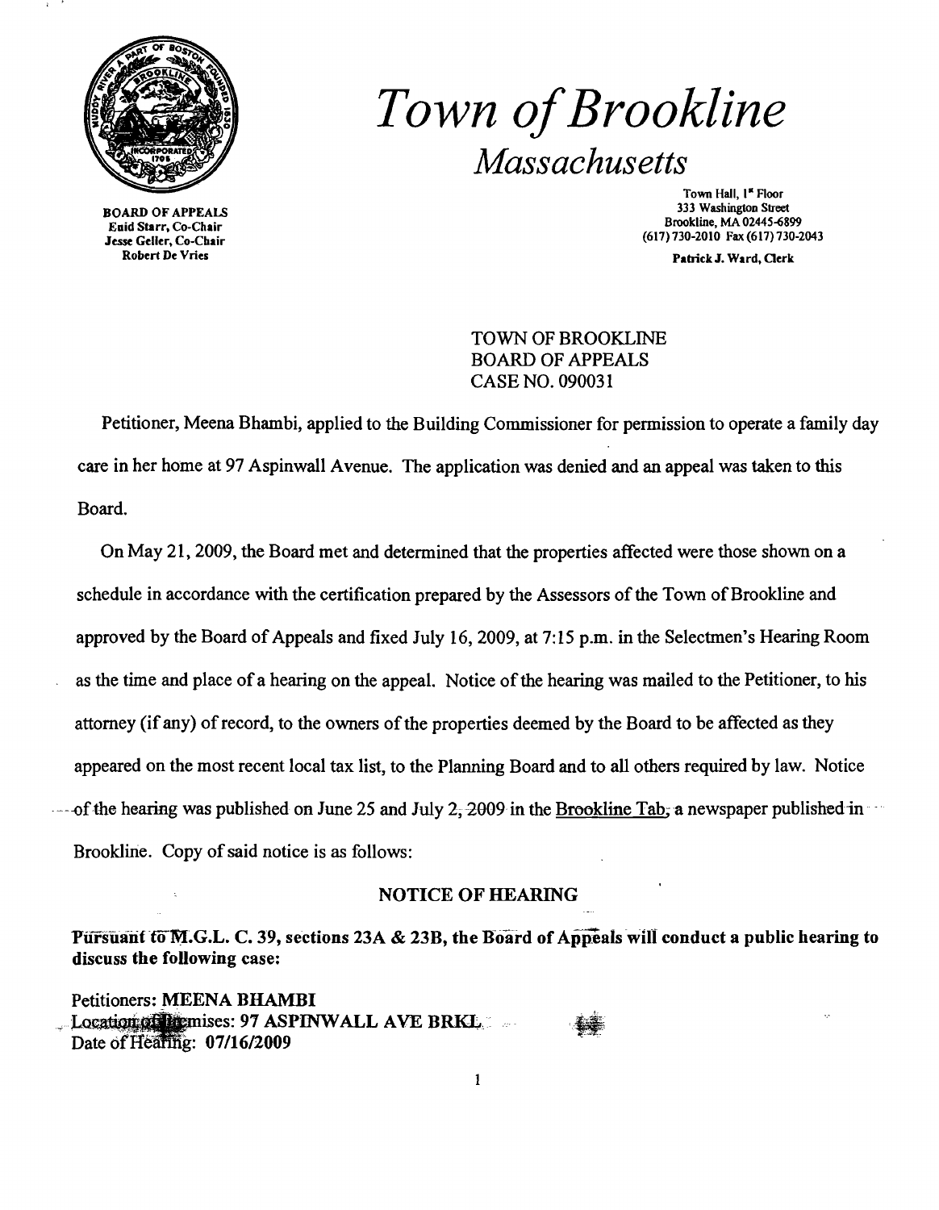# *Town of Brookline*

## *Massachusetts*

BOARD OF APPEALS
Enid Starr, Co-Chair
Jesse Geller, Co-Chair
Robert De Vries

Town Hall, 1st Floor
333 Washington Street
Brookline, MA 02445-6899
(617) 730-2010 Fax (617) 730-2043

Patrick J. Ward, Clerk

TOWN OF BROOKLINE
BOARD OF APPEALS
CASE NO. 090031

Petitioner, Meena Bhambi, applied to the Building Commissioner for permission to operate a family day care in her home at 97 Aspinwall Avenue. The application was denied and an appeal was taken to this Board.

On May 21, 2009, the Board met and determined that the properties affected were those shown on a schedule in accordance with the certification prepared by the Assessors of the Town of Brookline and approved by the Board of Appeals and fixed July 16, 2009, at 7:15 p.m. in the Selectmen's Hearing Room as the time and place of a hearing on the appeal. Notice of the hearing was mailed to the Petitioner, to his attorney (if any) of record, to the owners of the properties deemed by the Board to be affected as they appeared on the most recent local tax list, to the Planning Board and to all others required by law. Notice of the hearing was published on June 25 and July 2, 2009 in the Brookline Tab, a newspaper published in Brookline. Copy of said notice is as follows:

**NOTICE OF HEARING**

**Pursuant to M.G.L. C. 39, sections 23A & 23B, the Board of Appeals will conduct a public hearing to discuss the following case:**

Petitioners: **MEENA BHAMBI**
Location of Premises: **97 ASPINWALL AVE BRKL**
Date of Hearing: **07/16/2009**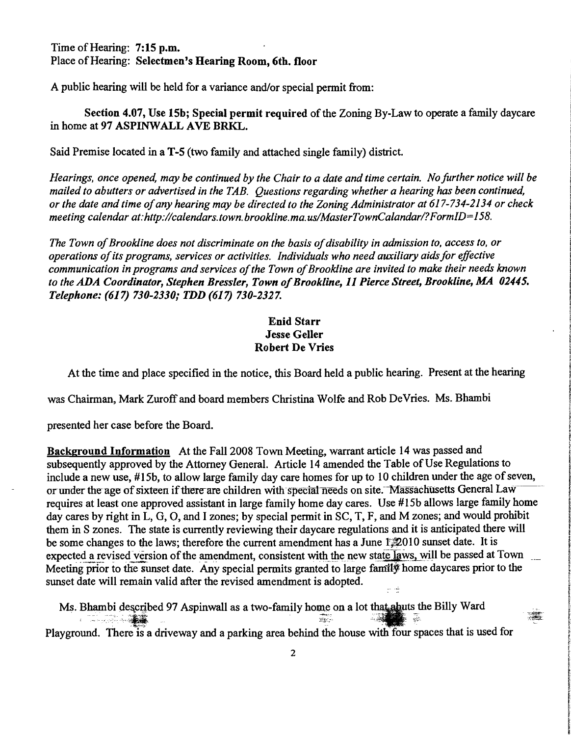Time of Hearing: **7:15 p.m.**
Place of Hearing: **Selectmen's Hearing Room, 6th. floor**

A public hearing will be held for a variance and/or special permit from:

**Section 4.07, Use 15b; Special permit required** of the Zoning By-Law to operate a family daycare in home at **97 ASPINWALL AVE BRKL.**

Said Premise located in a **T-5** (two family and attached single family) district.

*Hearings, once opened, may be continued by the Chair to a date and time certain. No further notice will be mailed to abutters or advertised in the TAB. Questions regarding whether a hearing has been continued, or the date and time of any hearing may be directed to the Zoning Administrator at 617-734-2134 or check meeting calendar at:http://calendars.town.brookline.ma.us/MasterTownCalandar/?FormID=158.*

*The Town of Brookline does not discriminate on the basis of disability in admission to, access to, or operations of its programs, services or activities. Individuals who need auxiliary aids for effective communication in programs and services of the Town of Brookline are invited to make their needs known to the ADA Coordinator, Stephen Bressler, Town of Brookline, 11 Pierce Street, Brookline, MA 02445.* ***Telephone: (617) 730-2330; TDD (617) 730-2327.***

**Enid Starr**
**Jesse Geller**
**Robert De Vries**

At the time and place specified in the notice, this Board held a public hearing. Present at the hearing was Chairman, Mark Zuroff and board members Christina Wolfe and Rob DeVries. Ms. Bhambi presented her case before the Board.

**Background Information** At the Fall 2008 Town Meeting, warrant article 14 was passed and subsequently approved by the Attorney General. Article 14 amended the Table of Use Regulations to include a new use, #15b, to allow large family day care homes for up to 10 children under the age of seven, or under the age of sixteen if there are children with special needs on site. Massachusetts General Law requires at least one approved assistant in large family home day cares. Use #15b allows large family home day cares by right in L, G, O, and I zones; by special permit in SC, T, F, and M zones; and would prohibit them in S zones. The state is currently reviewing their daycare regulations and it is anticipated there will be some changes to the laws; therefore the current amendment has a June 1, 2010 sunset date. It is expected a revised version of the amendment, consistent with the new state laws, will be passed at Town Meeting prior to the sunset date. Any special permits granted to large family home daycares prior to the sunset date will remain valid after the revised amendment is adopted.

Ms. Bhambi described 97 Aspinwall as a two-family home on a lot that abuts the Billy Ward Playground. There is a driveway and a parking area behind the house with four spaces that is used for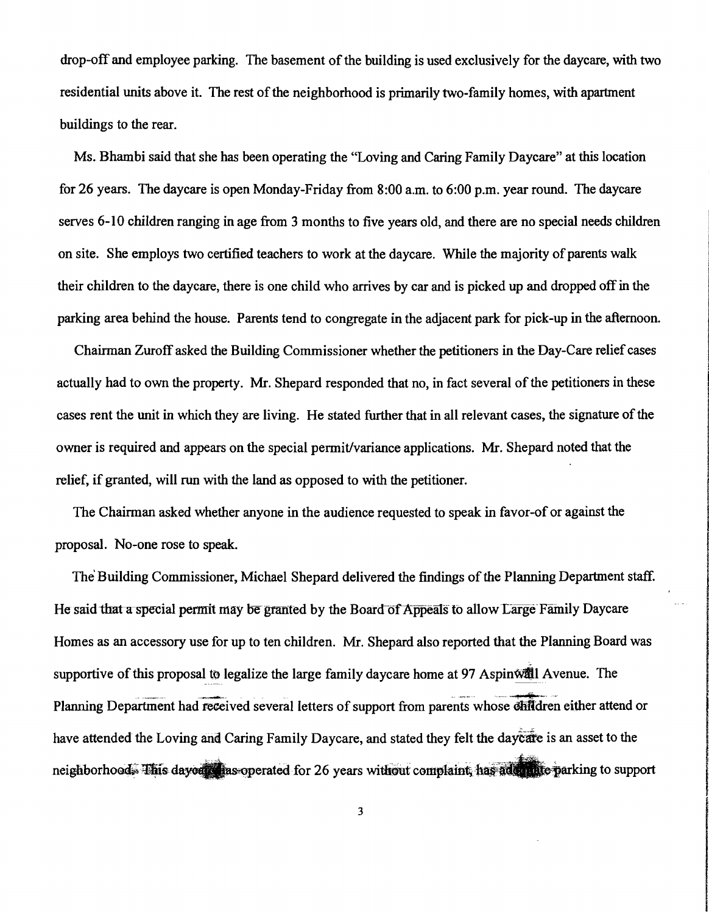drop-off and employee parking. The basement of the building is used exclusively for the daycare, with two residential units above it. The rest of the neighborhood is primarily two-family homes, with apartment buildings to the rear.

Ms. Bhambi said that she has been operating the "Loving and Caring Family Daycare" at this location for 26 years. The daycare is open Monday-Friday from 8:00 a.m. to 6:00 p.m. year round. The daycare serves 6-10 children ranging in age from 3 months to five years old, and there are no special needs children on site. She employs two certified teachers to work at the daycare. While the majority of parents walk their children to the daycare, there is one child who arrives by car and is picked up and dropped off in the parking area behind the house. Parents tend to congregate in the adjacent park for pick-up in the afternoon.

Chairman Zuroff asked the Building Commissioner whether the petitioners in the Day-Care relief cases actually had to own the property. Mr. Shepard responded that no, in fact several of the petitioners in these cases rent the unit in which they are living. He stated further that in all relevant cases, the signature of the owner is required and appears on the special permit/variance applications. Mr. Shepard noted that the relief, if granted, will run with the land as opposed to with the petitioner.

The Chairman asked whether anyone in the audience requested to speak in favor-of or against the proposal. No-one rose to speak.

The Building Commissioner, Michael Shepard delivered the findings of the Planning Department staff. He said that a special permit may be granted by the Board of Appeals to allow Large Family Daycare Homes as an accessory use for up to ten children. Mr. Shepard also reported that the Planning Board was supportive of this proposal to legalize the large family daycare home at 97 Aspinwall Avenue. The Planning Department had received several letters of support from parents whose children either attend or have attended the Loving and Caring Family Daycare, and stated they felt the daycare is an asset to the neighborhood. This daycare has operated for 26 years without complaint, has adequate parking to support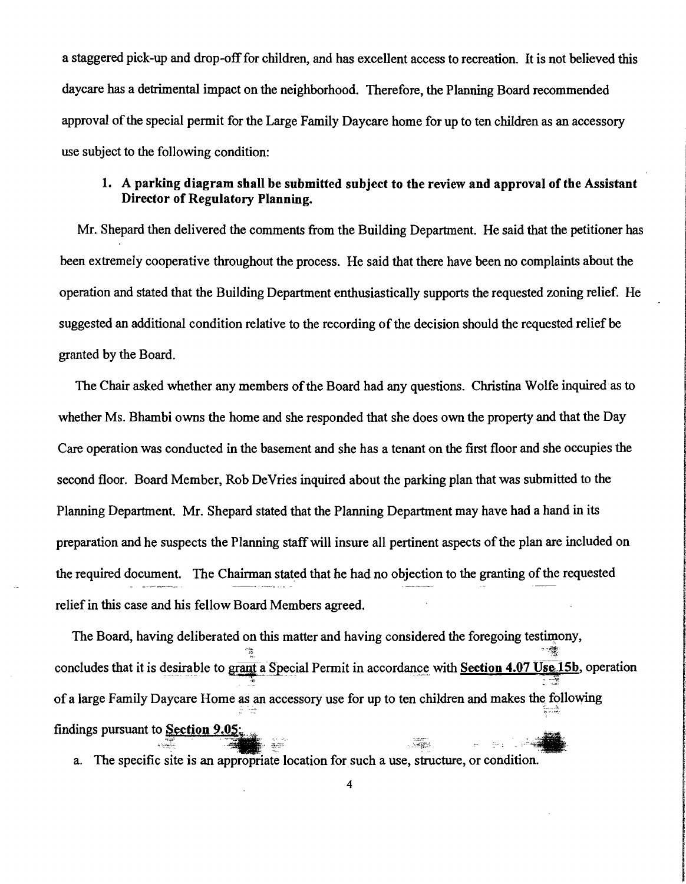a staggered pick-up and drop-off for children, and has excellent access to recreation. It is not believed this daycare has a detrimental impact on the neighborhood. Therefore, the Planning Board recommended approval of the special permit for the Large Family Daycare home for up to ten children as an accessory use subject to the following condition:

1. **A parking diagram shall be submitted subject to the review and approval of the Assistant Director of Regulatory Planning.**

Mr. Shepard then delivered the comments from the Building Department. He said that the petitioner has been extremely cooperative throughout the process. He said that there have been no complaints about the operation and stated that the Building Department enthusiastically supports the requested zoning relief. He suggested an additional condition relative to the recording of the decision should the requested relief be granted by the Board.

The Chair asked whether any members of the Board had any questions. Christina Wolfe inquired as to whether Ms. Bhambi owns the home and she responded that she does own the property and that the Day Care operation was conducted in the basement and she has a tenant on the first floor and she occupies the second floor. Board Member, Rob DeVries inquired about the parking plan that was submitted to the Planning Department. Mr. Shepard stated that the Planning Department may have had a hand in its preparation and he suspects the Planning staff will insure all pertinent aspects of the plan are included on the required document. The Chairman stated that he had no objection to the granting of the requested relief in this case and his fellow Board Members agreed.

The Board, having deliberated on this matter and having considered the foregoing testimony, concludes that it is desirable to grant a Special Permit in accordance with **Section 4.07 Use 15b**, operation of a large Family Daycare Home as an accessory use for up to ten children and makes the following findings pursuant to **Section 9.05**:

a. The specific site is an appropriate location for such a use, structure, or condition.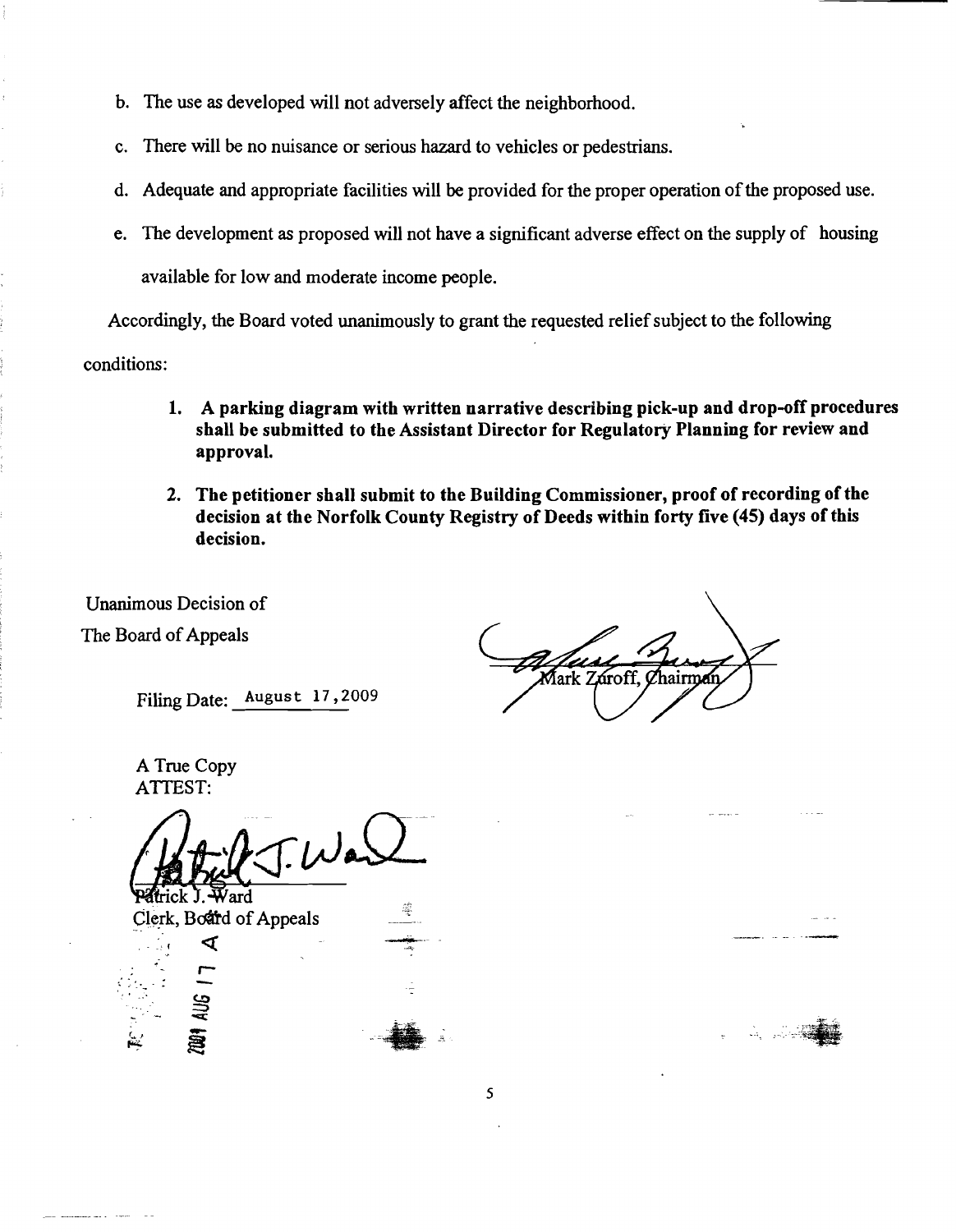b. The use as developed will not adversely affect the neighborhood.

c. There will be no nuisance or serious hazard to vehicles or pedestrians.

d. Adequate and appropriate facilities will be provided for the proper operation of the proposed use.

e. The development as proposed will not have a significant adverse effect on the supply of housing available for low and moderate income people.

Accordingly, the Board voted unanimously to grant the requested relief subject to the following conditions:

1. **A parking diagram with written narrative describing pick-up and drop-off procedures shall be submitted to the Assistant Director for Regulatory Planning for review and approval.**

2. **The petitioner shall submit to the Building Commissioner, proof of recording of the decision at the Norfolk County Registry of Deeds within forty five (45) days of this decision.**

Unanimous Decision of
The Board of Appeals

Mark Zuroff, Chairman

Filing Date: August 17,2009

A True Copy
ATTEST:

Patrick J. Ward
Clerk, Board of Appeals

2009 AUG 17 A